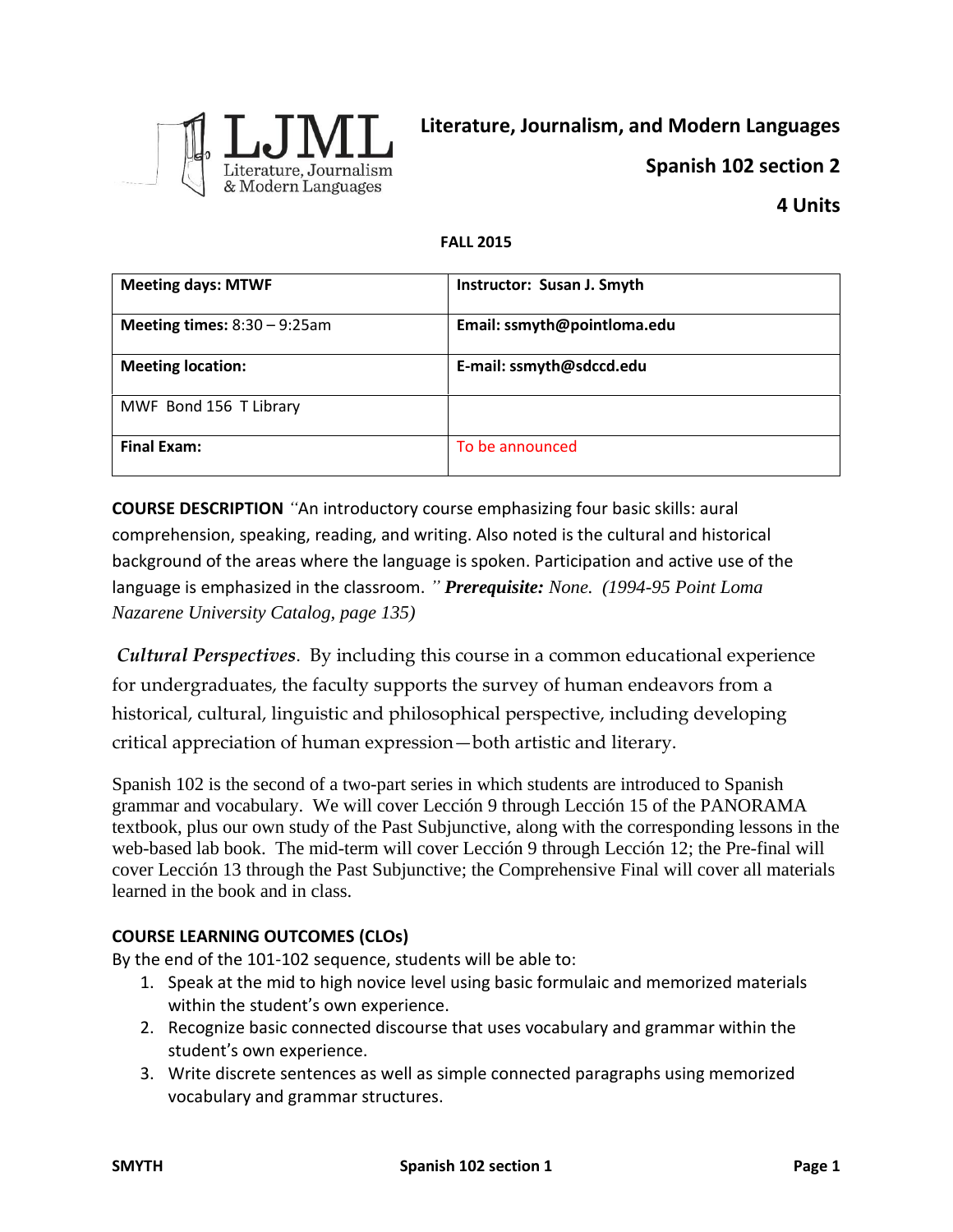# Literature, Journalism, and Modern Languages

## Spanish 102 section 2

## 4 Units

**FALL 2015**

| | |
|---|---|
| **Meeting days: MTWF** | **Instructor: Susan J. Smyth** |
| **Meeting times:** 8:30 – 9:25am | **Email: ssmyth@pointloma.edu** |
| **Meeting location:** | **E-mail: ssmyth@sdccd.edu** |
| MWF Bond 156 T Library | |
| **Final Exam:** | To be announced |

**COURSE DESCRIPTION** *"*An introductory course emphasizing four basic skills: aural comprehension, speaking, reading, and writing. Also noted is the cultural and historical background of the areas where the language is spoken. Participation and active use of the language is emphasized in the classroom. *" **Prerequisite:** None. (1994-95 Point Loma Nazarene University Catalog, page 135)*

***Cultural Perspectives***. By including this course in a common educational experience for undergraduates, the faculty supports the survey of human endeavors from a historical, cultural, linguistic and philosophical perspective, including developing critical appreciation of human expression—both artistic and literary.

Spanish 102 is the second of a two-part series in which students are introduced to Spanish grammar and vocabulary. We will cover Lección 9 through Lección 15 of the PANORAMA textbook, plus our own study of the Past Subjunctive, along with the corresponding lessons in the web-based lab book. The mid-term will cover Lección 9 through Lección 12; the Pre-final will cover Lección 13 through the Past Subjunctive; the Comprehensive Final will cover all materials learned in the book and in class.

**COURSE LEARNING OUTCOMES (CLOs)**

By the end of the 101-102 sequence, students will be able to:

1. Speak at the mid to high novice level using basic formulaic and memorized materials within the student's own experience.
2. Recognize basic connected discourse that uses vocabulary and grammar within the student's own experience.
3. Write discrete sentences as well as simple connected paragraphs using memorized vocabulary and grammar structures.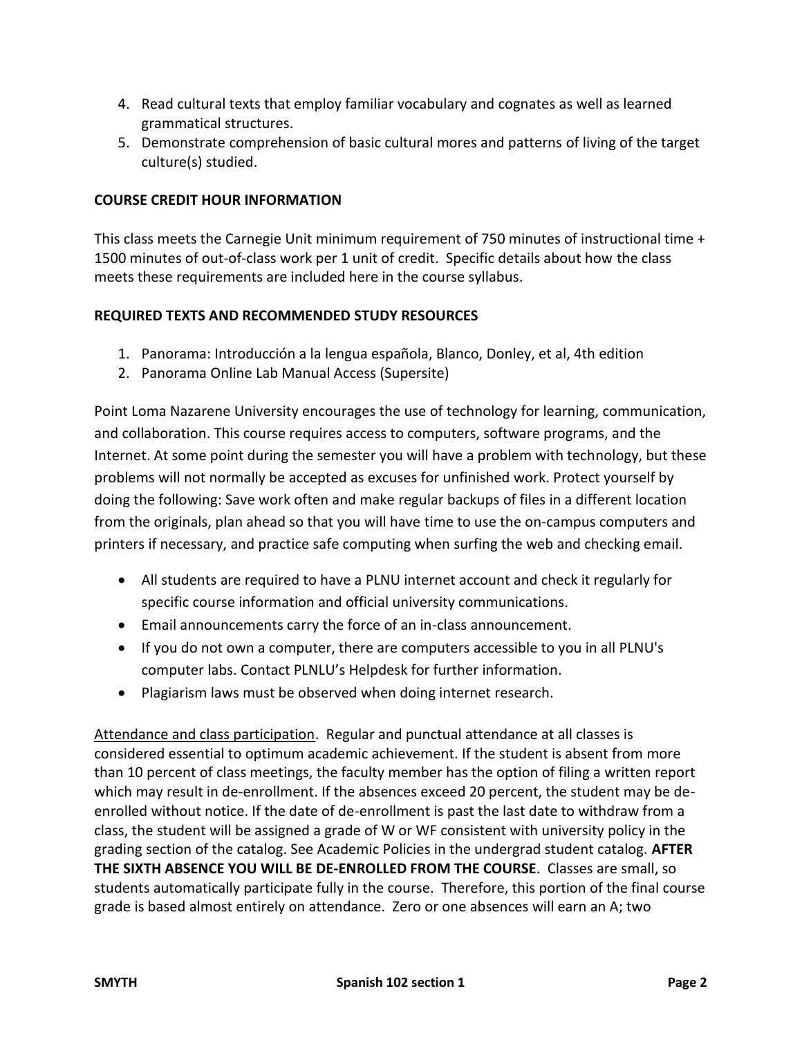4. Read cultural texts that employ familiar vocabulary and cognates as well as learned grammatical structures.
5. Demonstrate comprehension of basic cultural mores and patterns of living of the target culture(s) studied.

**COURSE CREDIT HOUR INFORMATION**

This class meets the Carnegie Unit minimum requirement of 750 minutes of instructional time + 1500 minutes of out-of-class work per 1 unit of credit. Specific details about how the class meets these requirements are included here in the course syllabus.

**REQUIRED TEXTS AND RECOMMENDED STUDY RESOURCES**

1. Panorama: Introducción a la lengua española, Blanco, Donley, et al, 4th edition
2. Panorama Online Lab Manual Access (Supersite)

Point Loma Nazarene University encourages the use of technology for learning, communication, and collaboration. This course requires access to computers, software programs, and the Internet. At some point during the semester you will have a problem with technology, but these problems will not normally be accepted as excuses for unfinished work. Protect yourself by doing the following: Save work often and make regular backups of files in a different location from the originals, plan ahead so that you will have time to use the on-campus computers and printers if necessary, and practice safe computing when surfing the web and checking email.

- All students are required to have a PLNU internet account and check it regularly for specific course information and official university communications.
- Email announcements carry the force of an in-class announcement.
- If you do not own a computer, there are computers accessible to you in all PLNU's computer labs. Contact PLNLU's Helpdesk for further information.
- Plagiarism laws must be observed when doing internet research.

Attendance and class participation. Regular and punctual attendance at all classes is considered essential to optimum academic achievement. If the student is absent from more than 10 percent of class meetings, the faculty member has the option of filing a written report which may result in de-enrollment. If the absences exceed 20 percent, the student may be de-enrolled without notice. If the date of de-enrollment is past the last date to withdraw from a class, the student will be assigned a grade of W or WF consistent with university policy in the grading section of the catalog. See Academic Policies in the undergrad student catalog. **AFTER THE SIXTH ABSENCE YOU WILL BE DE-ENROLLED FROM THE COURSE**. Classes are small, so students automatically participate fully in the course. Therefore, this portion of the final course grade is based almost entirely on attendance. Zero or one absences will earn an A; two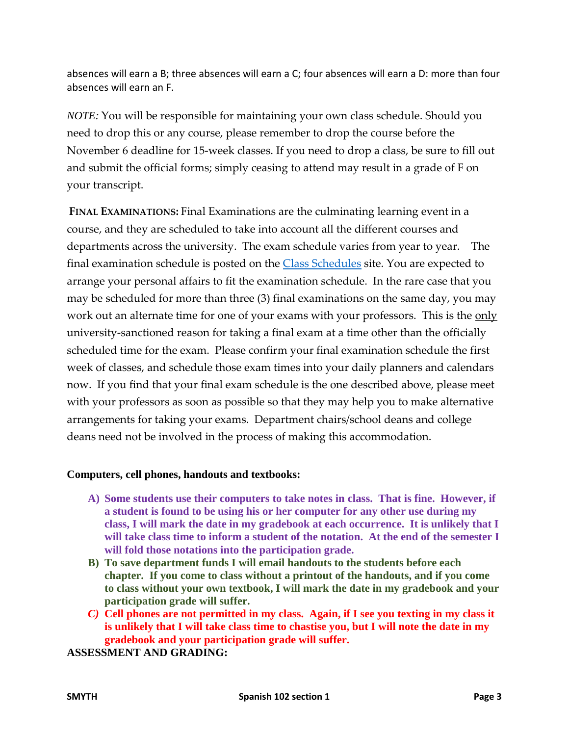absences will earn a B; three absences will earn a C; four absences will earn a D: more than four absences will earn an F.

*NOTE:* You will be responsible for maintaining your own class schedule. Should you need to drop this or any course, please remember to drop the course before the November 6 deadline for 15-week classes. If you need to drop a class, be sure to fill out and submit the official forms; simply ceasing to attend may result in a grade of F on your transcript.

**FINAL EXAMINATIONS:** Final Examinations are the culminating learning event in a course, and they are scheduled to take into account all the different courses and departments across the university. The exam schedule varies from year to year. The final examination schedule is posted on the Class Schedules site. You are expected to arrange your personal affairs to fit the examination schedule. In the rare case that you may be scheduled for more than three (3) final examinations on the same day, you may work out an alternate time for one of your exams with your professors. This is the only university-sanctioned reason for taking a final exam at a time other than the officially scheduled time for the exam. Please confirm your final examination schedule the first week of classes, and schedule those exam times into your daily planners and calendars now. If you find that your final exam schedule is the one described above, please meet with your professors as soon as possible so that they may help you to make alternative arrangements for taking your exams. Department chairs/school deans and college deans need not be involved in the process of making this accommodation.

**Computers, cell phones, handouts and textbooks:**

A) **Some students use their computers to take notes in class. That is fine. However, if a student is found to be using his or her computer for any other use during my class, I will mark the date in my gradebook at each occurrence. It is unlikely that I will take class time to inform a student of the notation. At the end of the semester I will fold those notations into the participation grade.**

B) **To save department funds I will email handouts to the students before each chapter. If you come to class without a printout of the handouts, and if you come to class without your own textbook, I will mark the date in my gradebook and your participation grade will suffer.**

C) **Cell phones are not permitted in my class. Again, if I see you texting in my class it is unlikely that I will take class time to chastise you, but I will note the date in my gradebook and your participation grade will suffer.**

**ASSESSMENT AND GRADING:**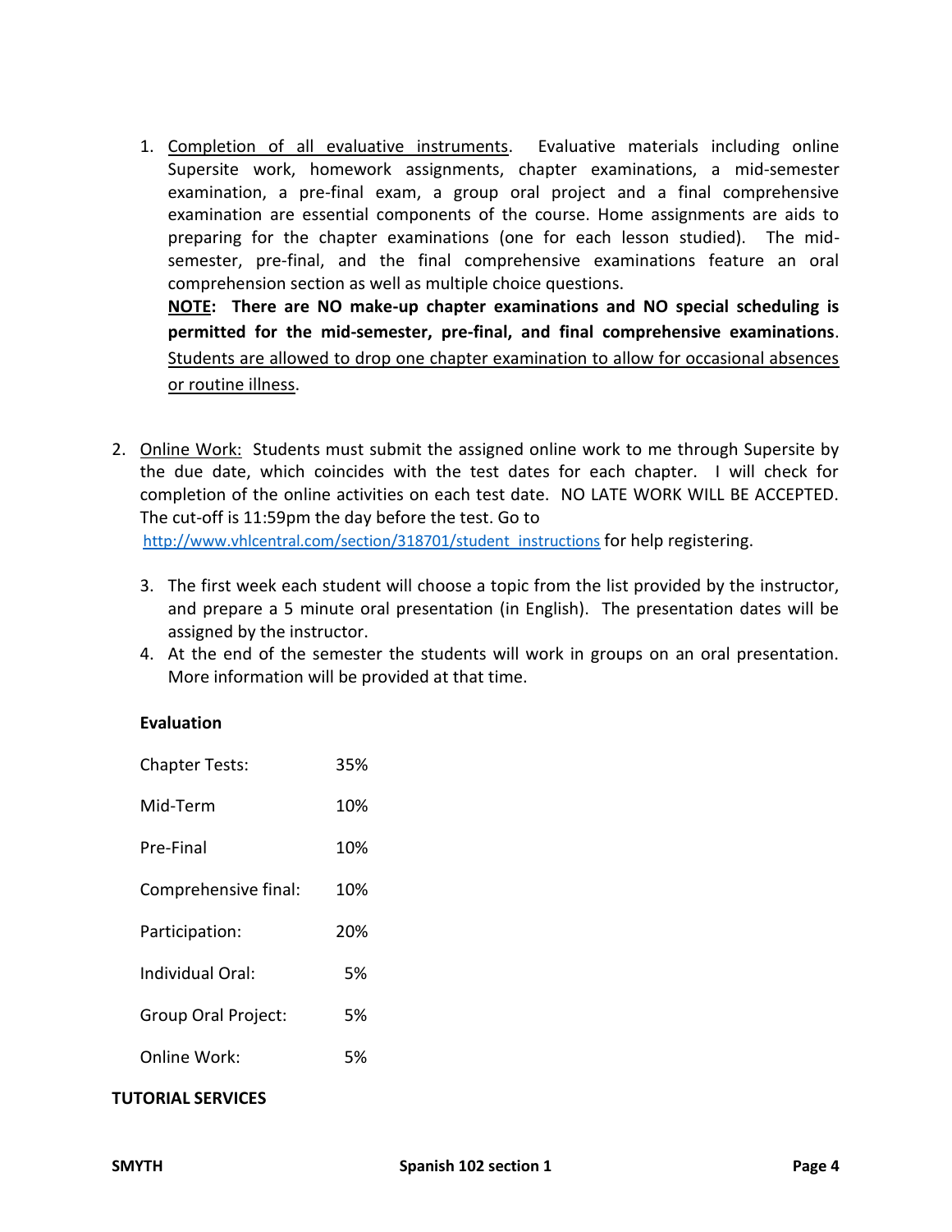1. Completion of all evaluative instruments. Evaluative materials including online Supersite work, homework assignments, chapter examinations, a mid-semester examination, a pre-final exam, a group oral project and a final comprehensive examination are essential components of the course. Home assignments are aids to preparing for the chapter examinations (one for each lesson studied). The mid-semester, pre-final, and the final comprehensive examinations feature an oral comprehension section as well as multiple choice questions.

   **NOTE: There are NO make-up chapter examinations and NO special scheduling is permitted for the mid-semester, pre-final, and final comprehensive examinations**. Students are allowed to drop one chapter examination to allow for occasional absences or routine illness.

2. Online Work: Students must submit the assigned online work to me through Supersite by the due date, which coincides with the test dates for each chapter. I will check for completion of the online activities on each test date. NO LATE WORK WILL BE ACCEPTED. The cut-off is 11:59pm the day before the test. Go to http://www.vhlcentral.com/section/318701/student_instructions for help registering.

3. The first week each student will choose a topic from the list provided by the instructor, and prepare a 5 minute oral presentation (in English). The presentation dates will be assigned by the instructor.
4. At the end of the semester the students will work in groups on an oral presentation. More information will be provided at that time.

**Evaluation**

| | |
|---|---|
| Chapter Tests: | 35% |
| Mid-Term | 10% |
| Pre-Final | 10% |
| Comprehensive final: | 10% |
| Participation: | 20% |
| Individual Oral: | 5% |
| Group Oral Project: | 5% |
| Online Work: | 5% |

**TUTORIAL SERVICES**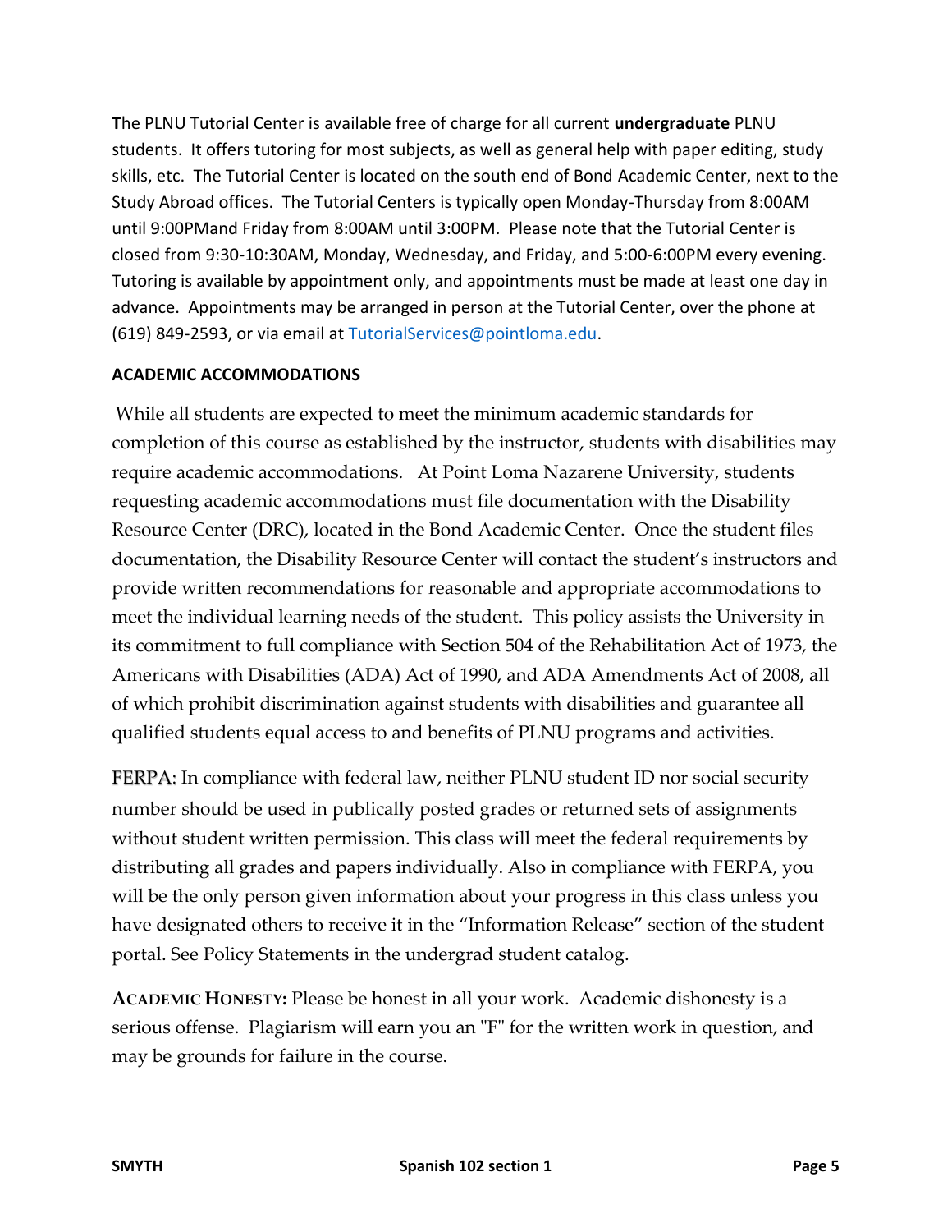**T**he PLNU Tutorial Center is available free of charge for all current **undergraduate** PLNU students. It offers tutoring for most subjects, as well as general help with paper editing, study skills, etc. The Tutorial Center is located on the south end of Bond Academic Center, next to the Study Abroad offices. The Tutorial Centers is typically open Monday-Thursday from 8:00AM until 9:00PMand Friday from 8:00AM until 3:00PM. Please note that the Tutorial Center is closed from 9:30-10:30AM, Monday, Wednesday, and Friday, and 5:00-6:00PM every evening. Tutoring is available by appointment only, and appointments must be made at least one day in advance. Appointments may be arranged in person at the Tutorial Center, over the phone at (619) 849-2593, or via email at TutorialServices@pointloma.edu.

**ACADEMIC ACCOMMODATIONS**

While all students are expected to meet the minimum academic standards for completion of this course as established by the instructor, students with disabilities may require academic accommodations. At Point Loma Nazarene University, students requesting academic accommodations must file documentation with the Disability Resource Center (DRC), located in the Bond Academic Center. Once the student files documentation, the Disability Resource Center will contact the student's instructors and provide written recommendations for reasonable and appropriate accommodations to meet the individual learning needs of the student. This policy assists the University in its commitment to full compliance with Section 504 of the Rehabilitation Act of 1973, the Americans with Disabilities (ADA) Act of 1990, and ADA Amendments Act of 2008, all of which prohibit discrimination against students with disabilities and guarantee all qualified students equal access to and benefits of PLNU programs and activities.

FERPA: In compliance with federal law, neither PLNU student ID nor social security number should be used in publically posted grades or returned sets of assignments without student written permission. This class will meet the federal requirements by distributing all grades and papers individually. Also in compliance with FERPA, you will be the only person given information about your progress in this class unless you have designated others to receive it in the "Information Release" section of the student portal. See Policy Statements in the undergrad student catalog.

**ACADEMIC HONESTY:** Please be honest in all your work. Academic dishonesty is a serious offense. Plagiarism will earn you an "F" for the written work in question, and may be grounds for failure in the course.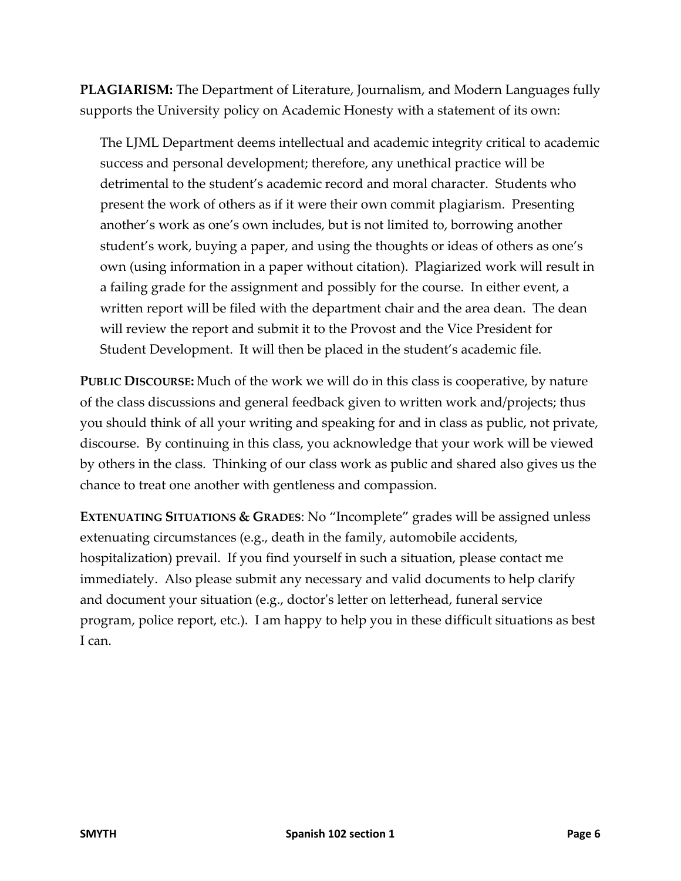**PLAGIARISM:** The Department of Literature, Journalism, and Modern Languages fully supports the University policy on Academic Honesty with a statement of its own:

> The LJML Department deems intellectual and academic integrity critical to academic success and personal development; therefore, any unethical practice will be detrimental to the student's academic record and moral character. Students who present the work of others as if it were their own commit plagiarism. Presenting another's work as one's own includes, but is not limited to, borrowing another student's work, buying a paper, and using the thoughts or ideas of others as one's own (using information in a paper without citation). Plagiarized work will result in a failing grade for the assignment and possibly for the course. In either event, a written report will be filed with the department chair and the area dean. The dean will review the report and submit it to the Provost and the Vice President for Student Development. It will then be placed in the student's academic file.

**PUBLIC DISCOURSE:** Much of the work we will do in this class is cooperative, by nature of the class discussions and general feedback given to written work and/projects; thus you should think of all your writing and speaking for and in class as public, not private, discourse. By continuing in this class, you acknowledge that your work will be viewed by others in the class. Thinking of our class work as public and shared also gives us the chance to treat one another with gentleness and compassion.

**EXTENUATING SITUATIONS & GRADES**: No "Incomplete" grades will be assigned unless extenuating circumstances (e.g., death in the family, automobile accidents, hospitalization) prevail. If you find yourself in such a situation, please contact me immediately. Also please submit any necessary and valid documents to help clarify and document your situation (e.g., doctor's letter on letterhead, funeral service program, police report, etc.). I am happy to help you in these difficult situations as best I can.